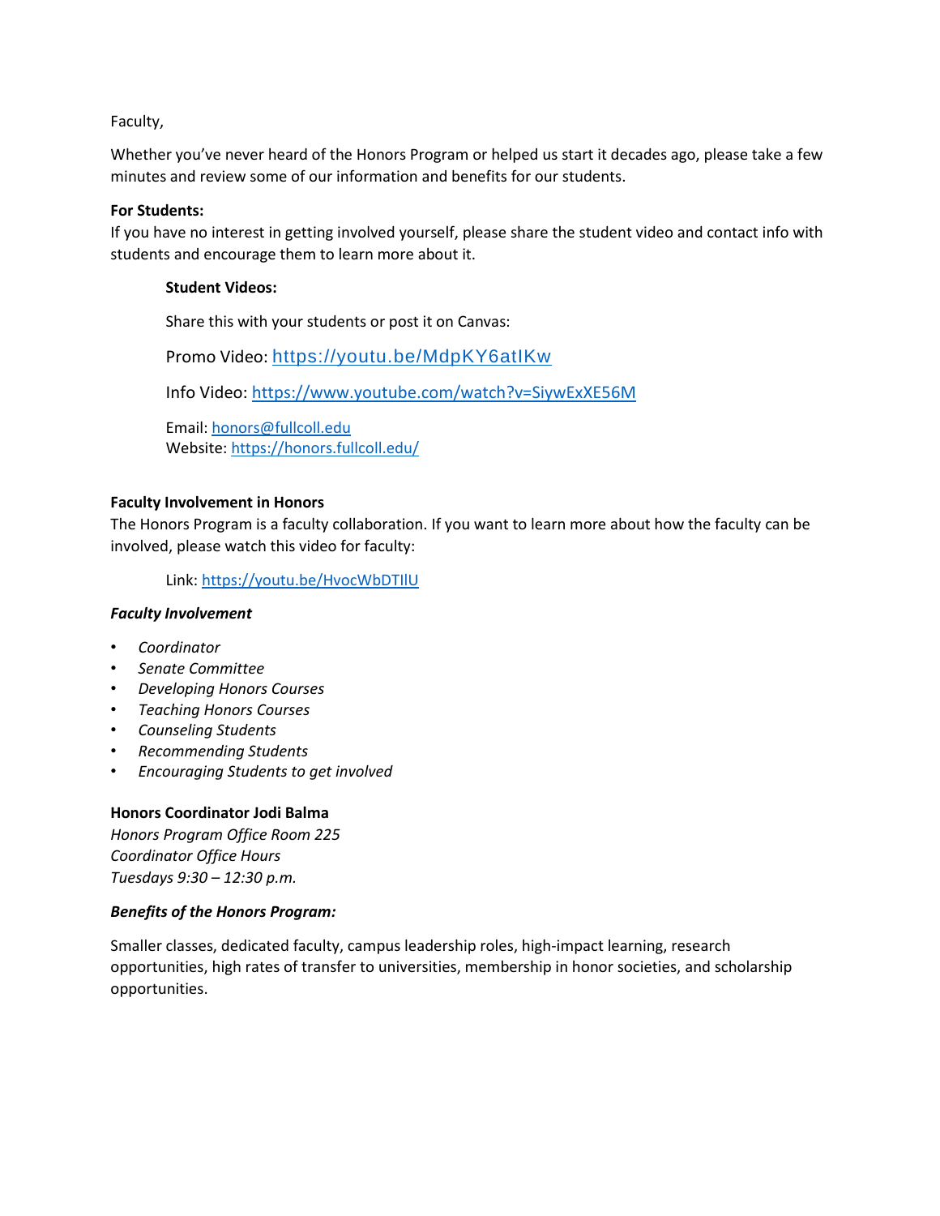Faculty,

Whether you've never heard of the Honors Program or helped us start it decades ago, please take a few minutes and review some of our information and benefits for our students.

**For Students:**
If you have no interest in getting involved yourself, please share the student video and contact info with students and encourage them to learn more about it.

**Student Videos:**

Share this with your students or post it on Canvas:

Promo Video: https://youtu.be/MdpKY6atIKw

Info Video: https://www.youtube.com/watch?v=SiywExXE56M

Email: honors@fullcoll.edu
Website: https://honors.fullcoll.edu/

**Faculty Involvement in Honors**
The Honors Program is a faculty collaboration. If you want to learn more about how the faculty can be involved, please watch this video for faculty:

Link: https://youtu.be/HvocWbDTIlU

***Faculty Involvement***

- *Coordinator*
- *Senate Committee*
- *Developing Honors Courses*
- *Teaching Honors Courses*
- *Counseling Students*
- *Recommending Students*
- *Encouraging Students to get involved*

**Honors Coordinator Jodi Balma**
*Honors Program Office Room 225*
*Coordinator Office Hours*
*Tuesdays 9:30 – 12:30 p.m.*

***Benefits of the Honors Program:***

Smaller classes, dedicated faculty, campus leadership roles, high-impact learning, research opportunities, high rates of transfer to universities, membership in honor societies, and scholarship opportunities.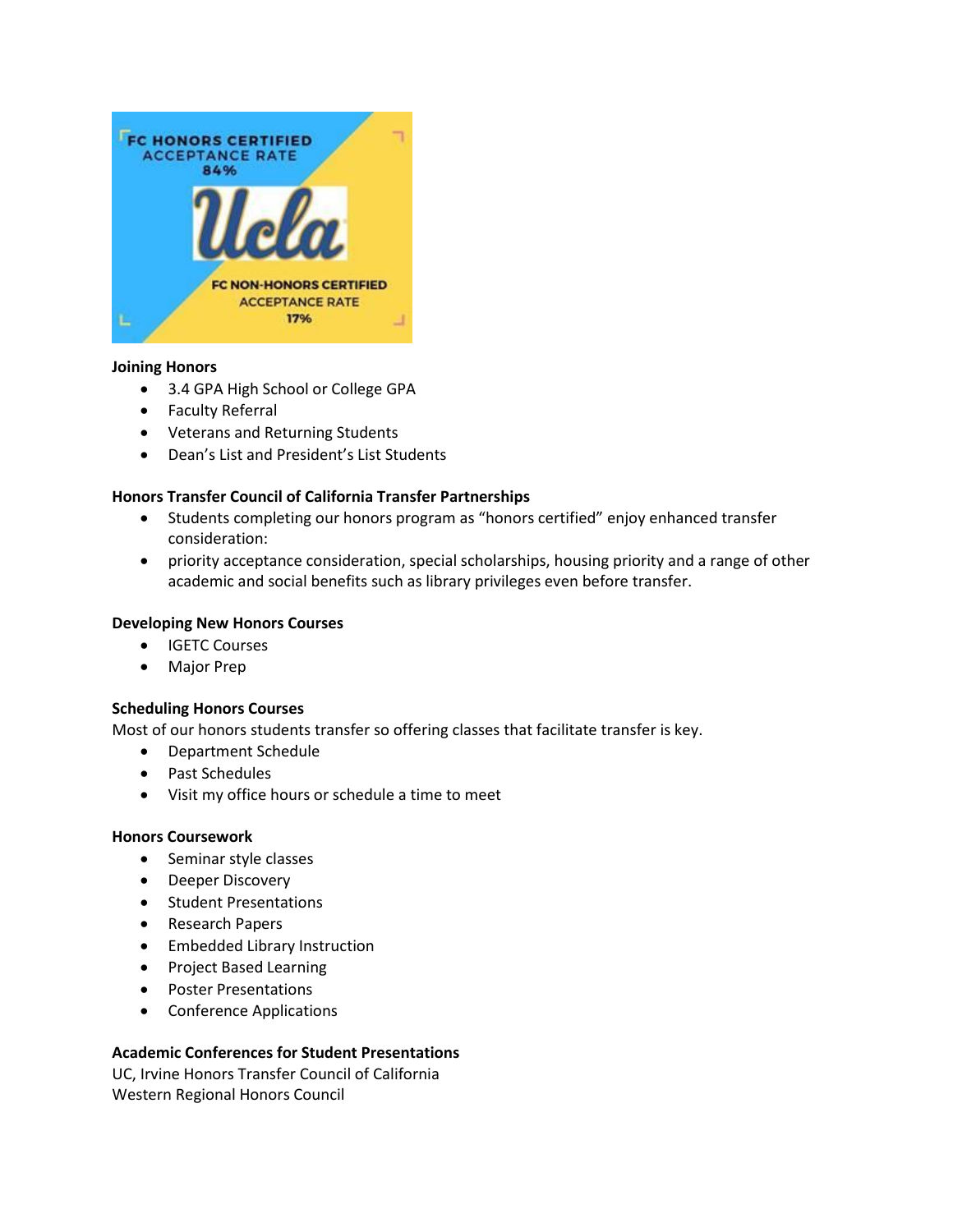FC HONORS CERTIFIED ACCEPTANCE RATE 84%

Ucla

FC NON-HONORS CERTIFIED ACCEPTANCE RATE 17%

**Joining Honors**

- 3.4 GPA High School or College GPA
- Faculty Referral
- Veterans and Returning Students
- Dean's List and President's List Students

**Honors Transfer Council of California Transfer Partnerships**

- Students completing our honors program as "honors certified" enjoy enhanced transfer consideration:
- priority acceptance consideration, special scholarships, housing priority and a range of other academic and social benefits such as library privileges even before transfer.

**Developing New Honors Courses**

- IGETC Courses
- Major Prep

**Scheduling Honors Courses**

Most of our honors students transfer so offering classes that facilitate transfer is key.

- Department Schedule
- Past Schedules
- Visit my office hours or schedule a time to meet

**Honors Coursework**

- Seminar style classes
- Deeper Discovery
- Student Presentations
- Research Papers
- Embedded Library Instruction
- Project Based Learning
- Poster Presentations
- Conference Applications

**Academic Conferences for Student Presentations**

UC, Irvine Honors Transfer Council of California
Western Regional Honors Council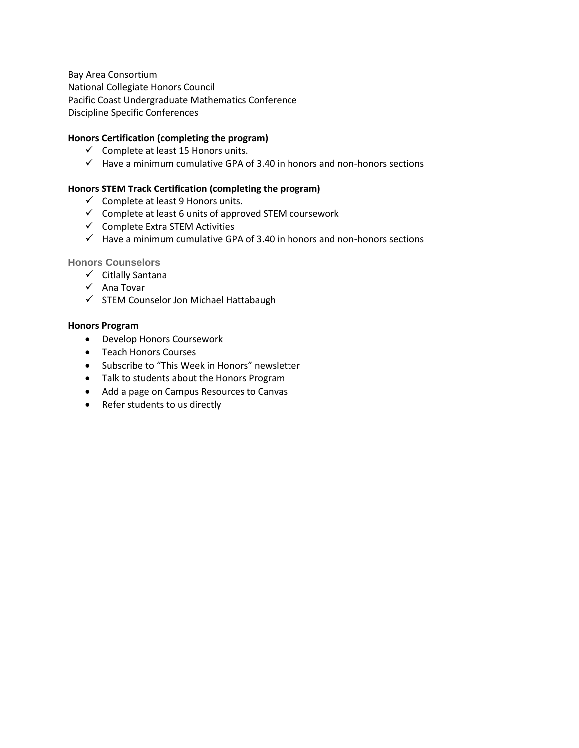Bay Area Consortium
National Collegiate Honors Council
Pacific Coast Undergraduate Mathematics Conference
Discipline Specific Conferences

**Honors Certification (completing the program)**

- ✓ Complete at least 15 Honors units.
- ✓ Have a minimum cumulative GPA of 3.40 in honors and non-honors sections

**Honors STEM Track Certification (completing the program)**

- ✓ Complete at least 9 Honors units.
- ✓ Complete at least 6 units of approved STEM coursework
- ✓ Complete Extra STEM Activities
- ✓ Have a minimum cumulative GPA of 3.40 in honors and non-honors sections

### Honors Counselors

- ✓ Citlally Santana
- ✓ Ana Tovar
- ✓ STEM Counselor Jon Michael Hattabaugh

**Honors Program**

- Develop Honors Coursework
- Teach Honors Courses
- Subscribe to "This Week in Honors" newsletter
- Talk to students about the Honors Program
- Add a page on Campus Resources to Canvas
- Refer students to us directly